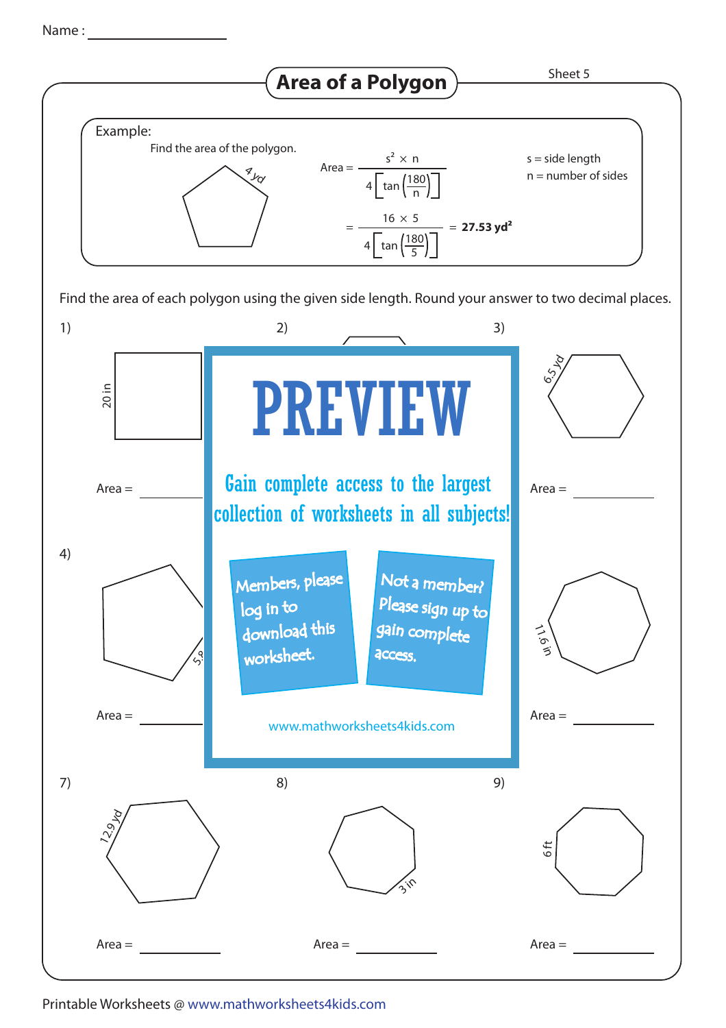Name : ________________

# Area of a Polygon

Sheet 5

**Example:**

Find the area of the polygon.

4 yd

$$\text{Area} = \frac{s^2 \times n}{4\left[\tan\left(\frac{180}{n}\right)\right]}$$

s = side length

n = number of sides

$$= \frac{16 \times 5}{4\left[\tan\left(\frac{180}{5}\right)\right]} = \mathbf{27.53\ yd^2}$$

Find the area of each polygon using the given side length. Round your answer to two decimal places.

1) 20 in

Area = ________

2)

3) 6.5 yd

Area = ________

4) 5.9

Area = ________

PREVIEW

Gain complete access to the largest collection of worksheets in all subjects!

Members, please log in to download this worksheet.

Not a member? Please sign up to gain complete access.

www.mathworksheets4kids.com

6) 11.6 in

Area = ________

7) 12.9 yd

Area = ________

8) 3 in

Area = ________

9) 6 ft

Area = ________

Printable Worksheets @ www.mathworksheets4kids.com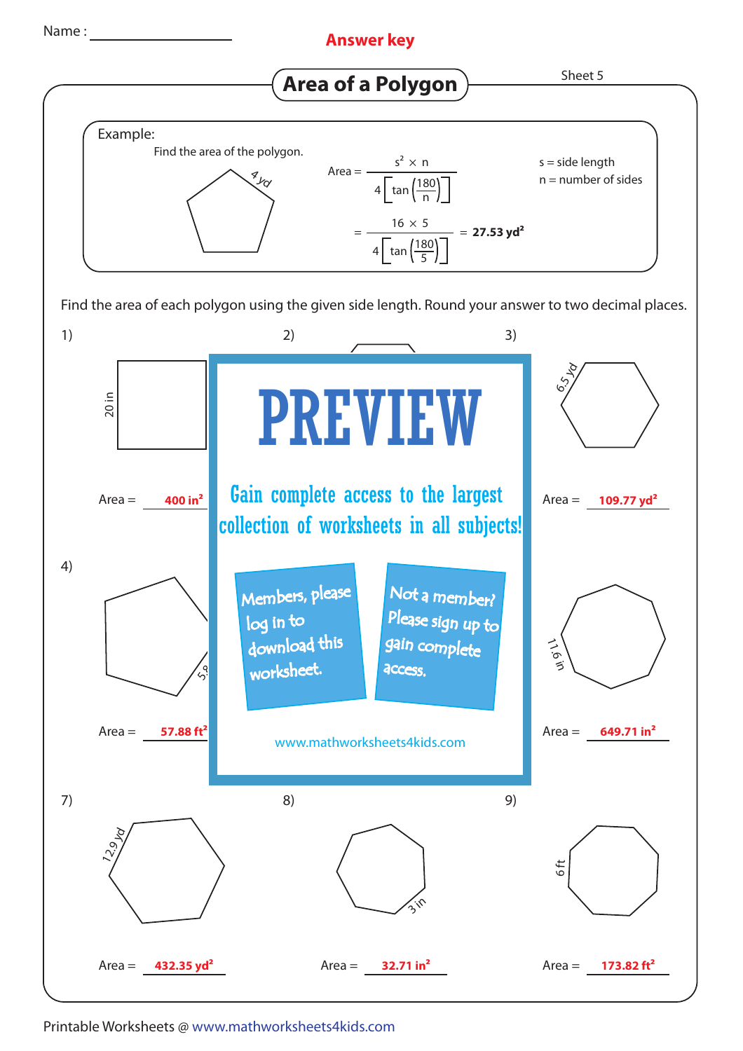Name : ___________________

**Answer key**

# Area of a Polygon

Sheet 5

Example:

Find the area of the polygon.

4 yd

$$\text{Area} = \frac{s^2 \times n}{4\left[\tan\left(\frac{180}{n}\right)\right]}$$

s = side length

n = number of sides

$$= \frac{16 \times 5}{4\left[\tan\left(\frac{180}{5}\right)\right]} = \mathbf{27.53\ yd^2}$$

Find the area of each polygon using the given side length. Round your answer to two decimal places.

1) 20 in

Area = **400 in²**

2)

3) 6.5 yd

Area = **109.77 yd²**

4) 5.8

Area = **57.88 ft²**

PREVIEW

Gain complete access to the largest collection of worksheets in all subjects!

Members, please log in to download this worksheet.

Not a member? Please sign up to gain complete access.

www.mathworksheets4kids.com

6) 11.6 in

Area = **649.71 in²**

7) 12.9 yd

Area = **432.35 yd²**

8) 3 in

Area = **32.71 in²**

9) 6 ft

Area = **173.82 ft²**

Printable Worksheets @ www.mathworksheets4kids.com